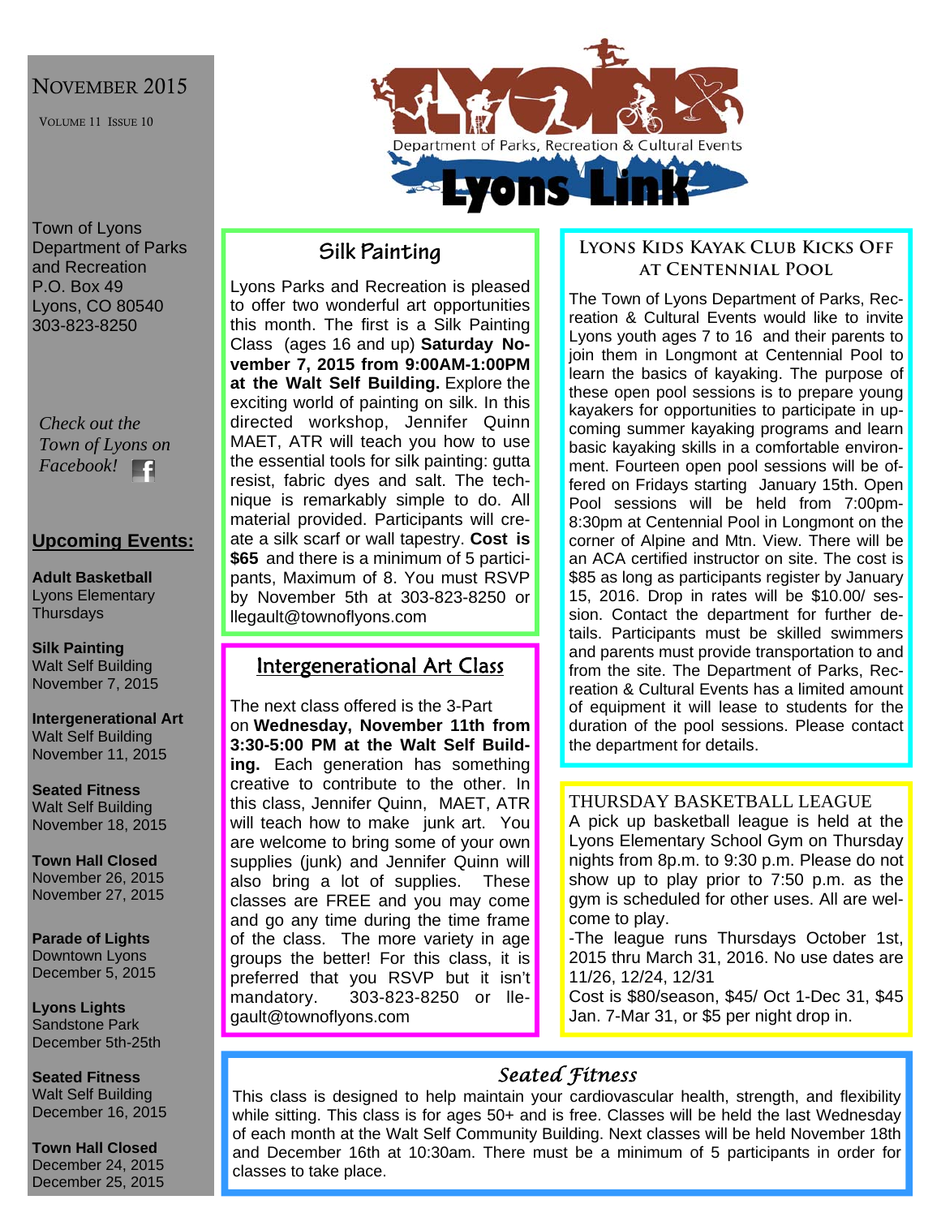# Lyons Link

Department of Parks, Recreation & Cultural Events

NOVEMBER 2015

VOLUME 11 ISSUE 10

Town of Lyons
Department of Parks and Recreation
P.O. Box 49
Lyons, CO 80540
303-823-8250

*Check out the Town of Lyons on Facebook!*

## Upcoming Events:

**Adult Basketball**
Lyons Elementary
Thursdays

**Silk Painting**
Walt Self Building
November 7, 2015

**Intergenerational Art**
Walt Self Building
November 11, 2015

**Seated Fitness**
Walt Self Building
November 18, 2015

**Town Hall Closed**
November 26, 2015
November 27, 2015

**Parade of Lights**
Downtown Lyons
December 5, 2015

**Lyons Lights**
Sandstone Park
December 5th-25th

**Seated Fitness**
Walt Self Building
December 16, 2015

**Town Hall Closed**
December 24, 2015
December 25, 2015

## Silk Painting

Lyons Parks and Recreation is pleased to offer two wonderful art opportunities this month. The first is a Silk Painting Class (ages 16 and up) **Saturday November 7, 2015 from 9:00AM-1:00PM at the Walt Self Building.** Explore the exciting world of painting on silk. In this directed workshop, Jennifer Quinn MAET, ATR will teach you how to use the essential tools for silk painting: gutta resist, fabric dyes and salt. The technique is remarkably simple to do. All material provided. Participants will create a silk scarf or wall tapestry. **Cost is $65** and there is a minimum of 5 participants, Maximum of 8. You must RSVP by November 5th at 303-823-8250 or llegault@townoflyons.com

## Intergenerational Art Class

The next class offered is the 3-Part on **Wednesday, November 11th from 3:30-5:00 PM at the Walt Self Building.** Each generation has something creative to contribute to the other. In this class, Jennifer Quinn, MAET, ATR will teach how to make junk art. You are welcome to bring some of your own supplies (junk) and Jennifer Quinn will also bring a lot of supplies. These classes are FREE and you may come and go any time during the time frame of the class. The more variety in age groups the better! For this class, it is preferred that you RSVP but it isn't mandatory. 303-823-8250 or llegault@townoflyons.com

## Lyons Kids Kayak Club Kicks Off at Centennial Pool

The Town of Lyons Department of Parks, Recreation & Cultural Events would like to invite Lyons youth ages 7 to 16 and their parents to join them in Longmont at Centennial Pool to learn the basics of kayaking. The purpose of these open pool sessions is to prepare young kayakers for opportunities to participate in upcoming summer kayaking programs and learn basic kayaking skills in a comfortable environment. Fourteen open pool sessions will be offered on Fridays starting January 15th. Open Pool sessions will be held from 7:00pm-8:30pm at Centennial Pool in Longmont on the corner of Alpine and Mtn. View. There will be an ACA certified instructor on site. The cost is $85 as long as participants register by January 15, 2016. Drop in rates will be $10.00/ session. Contact the department for further details. Participants must be skilled swimmers and parents must provide transportation to and from the site. The Department of Parks, Recreation & Cultural Events has a limited amount of equipment it will lease to students for the duration of the pool sessions. Please contact the department for details.

## THURSDAY BASKETBALL LEAGUE

A pick up basketball league is held at the Lyons Elementary School Gym on Thursday nights from 8p.m. to 9:30 p.m. Please do not show up to play prior to 7:50 p.m. as the gym is scheduled for other uses. All are welcome to play.

-The league runs Thursdays October 1st, 2015 thru March 31, 2016. No use dates are 11/26, 12/24, 12/31

Cost is $80/season, $45/ Oct 1-Dec 31, $45 Jan. 7-Mar 31, or $5 per night drop in.

## *Seated Fitness*

This class is designed to help maintain your cardiovascular health, strength, and flexibility while sitting. This class is for ages 50+ and is free. Classes will be held the last Wednesday of each month at the Walt Self Community Building. Next classes will be held November 18th and December 16th at 10:30am. There must be a minimum of 5 participants in order for classes to take place.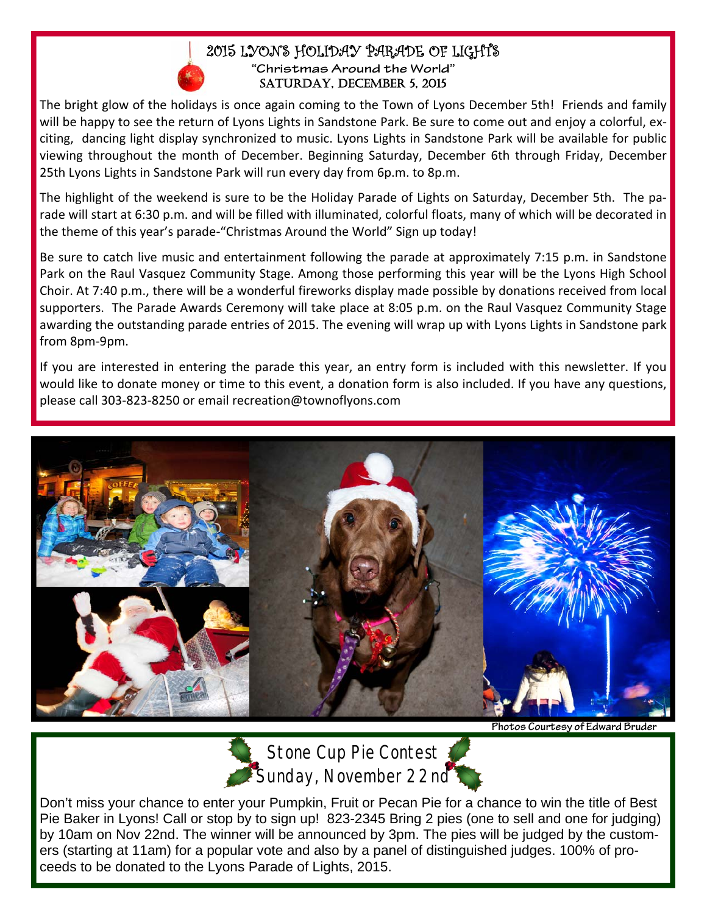# 2015 LYONS HOLIDAY PARADE OF LIGHTS

**"Christmas Around the World"**

**SATURDAY, DECEMBER 5, 2015**

The bright glow of the holidays is once again coming to the Town of Lyons December 5th! Friends and family will be happy to see the return of Lyons Lights in Sandstone Park. Be sure to come out and enjoy a colorful, exciting, dancing light display synchronized to music. Lyons Lights in Sandstone Park will be available for public viewing throughout the month of December. Beginning Saturday, December 6th through Friday, December 25th Lyons Lights in Sandstone Park will run every day from 6p.m. to 8p.m.

The highlight of the weekend is sure to be the Holiday Parade of Lights on Saturday, December 5th. The parade will start at 6:30 p.m. and will be filled with illuminated, colorful floats, many of which will be decorated in the theme of this year's parade-"Christmas Around the World" Sign up today!

Be sure to catch live music and entertainment following the parade at approximately 7:15 p.m. in Sandstone Park on the Raul Vasquez Community Stage. Among those performing this year will be the Lyons High School Choir. At 7:40 p.m., there will be a wonderful fireworks display made possible by donations received from local supporters. The Parade Awards Ceremony will take place at 8:05 p.m. on the Raul Vasquez Community Stage awarding the outstanding parade entries of 2015. The evening will wrap up with Lyons Lights in Sandstone park from 8pm-9pm.

If you are interested in entering the parade this year, an entry form is included with this newsletter. If you would like to donate money or time to this event, a donation form is also included. If you have any questions, please call 303-823-8250 or email recreation@townoflyons.com

Photos Courtesy of Edward Bruder

## Stone Cup Pie Contest
## Sunday, November 22nd

Don't miss your chance to enter your Pumpkin, Fruit or Pecan Pie for a chance to win the title of Best Pie Baker in Lyons! Call or stop by to sign up! 823-2345 Bring 2 pies (one to sell and one for judging) by 10am on Nov 22nd. The winner will be announced by 3pm. The pies will be judged by the customers (starting at 11am) for a popular vote and also by a panel of distinguished judges. 100% of proceeds to be donated to the Lyons Parade of Lights, 2015.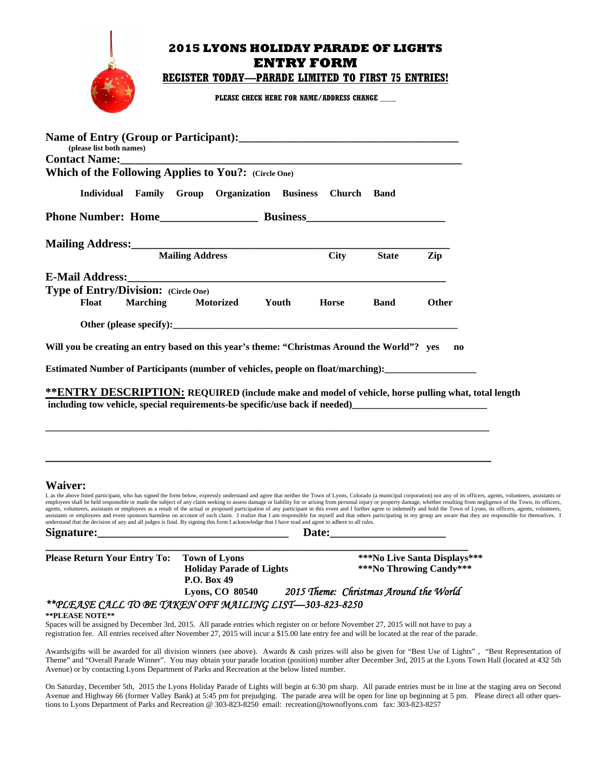# 2015 LYONS HOLIDAY PARADE OF LIGHTS

## ENTRY FORM

**REGISTER TODAY—PARADE LIMITED TO FIRST 75 ENTRIES!**

**PLEASE CHECK HERE FOR NAME/ADDRESS CHANGE ____**

**Name of Entry (Group or Participant):**_____________________________________
**(please list both names)**

**Contact Name:**_____________________________________________________

**Which of the Following Applies to You?:** (Circle One)

**Individual   Family   Group   Organization   Business   Church   Band**

**Phone Number: Home**________________ **Business**______________________

**Mailing Address:**__________________________________________________

**Mailing Address   City   State   Zip**

**E-Mail Address:**__________________________________________________

**Type of Entry/Division:** (Circle One)

**Float   Marching   Motorized   Youth   Horse   Band   Other**

**Other (please specify):**_________________________________________________

**Will you be creating an entry based on this year's theme: "Christmas Around the World"?  yes   no**

**Estimated Number of Participants (number of vehicles, people on float/marching):**_________________

**\*\*ENTRY DESCRIPTION: REQUIRED (include make and model of vehicle, horse pulling what, total length including tow vehicle, special requirements-be specific/use back if needed)**__________________________

______________________________________________________________________________

______________________________________________________________________________

## Waiver:

I, as the above listed participant, who has signed the form below, expressly understand and agree that neither the Town of Lyons, Colorado (a municipal corporation) nor any of its officers, agents, volunteers, assistants or employees shall be held responsible or made the subject of any claim seeking to assess damage or liability for or arising from personal injury or property damage, whether resulting from negligence of the Town, its officers, agents, volunteers, assistants or employees as a result of the actual or proposed participation of any participant in this event and I further agree to indemnify and hold the Town of Lyons, its officers, agents, volunteers, assistants or employees and event sponsors harmless on account of such claim. I realize that I am responsible for myself and that others participating in my group are aware that they are responsible for themselves. I understand that the decision of any and all judges is final. By signing this form I acknowledge that I have read and agree to adhere to all rules.

**Signature:**________________________________ **Date:**____________________

______________________________________________________________________________

**Please Return Your Entry To:**
**Town of Lyons**
**Holiday Parade of Lights**
**P.O. Box 49**
**Lyons, CO 80540**

**\*\*\*No Live Santa Displays\*\*\***
**\*\*\*No Throwing Candy\*\*\***

*2015 Theme: Christmas Around the World*

***\*\*PLEASE CALL TO BE TAKEN OFF MAILING LIST—303-823-8250***

**\*\*PLEASE NOTE\*\***

Spaces will be assigned by December 3rd, 2015. All parade entries which register on or before November 27, 2015 will not have to pay a registration fee. All entries received after November 27, 2015 will incur a $15.00 late entry fee and will be located at the rear of the parade.

Awards/gifts will be awarded for all division winners (see above). Awards & cash prizes will also be given for "Best Use of Lights" , "Best Representation of Theme" and "Overall Parade Winner". You may obtain your parade location (position) number after December 3rd, 2015 at the Lyons Town Hall (located at 432 5th Avenue) or by contacting Lyons Department of Parks and Recreation at the below listed number.

On Saturday, December 5th, 2015 the Lyons Holiday Parade of Lights will begin at 6:30 pm sharp. All parade entries must be in line at the staging area on Second Avenue and Highway 66 (former Valley Bank) at 5:45 pm for prejudging. The parade area will be open for line up beginning at 5 pm. Please direct all other questions to Lyons Department of Parks and Recreation @ 303-823-8250 email: recreation@townoflyons.com fax: 303-823-8257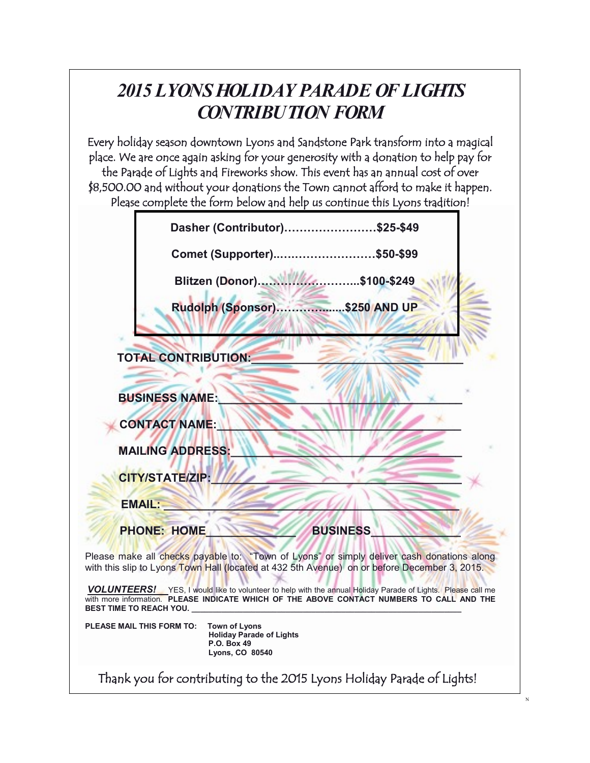# *2015 LYONS HOLIDAY PARADE OF LIGHTS CONTRIBUTION FORM*

Every holiday season downtown Lyons and Sandstone Park transform into a magical place. We are once again asking for your generosity with a donation to help pay for the Parade of Lights and Fireworks show. This event has an annual cost of over $8,500.00 and without your donations the Town cannot afford to make it happen. Please complete the form below and help us continue this Lyons tradition!

**Dasher (Contributor)……………………$25-$49**

**Comet (Supporter)..……………………$50-$99**

**Blitzen (Donor)……………………...$100-$249**

**Rudolph (Sponsor)…………......$250 AND UP**

**TOTAL CONTRIBUTION:**\_\_\_\_\_\_\_\_\_\_\_\_\_\_\_\_\_\_\_\_\_\_\_\_\_\_\_\_\_\_\_\_

**BUSINESS NAME:**\_\_\_\_\_\_\_\_\_\_\_\_\_\_\_\_\_\_\_\_\_\_\_\_\_\_\_\_\_\_\_\_\_\_\_\_

**CONTACT NAME:**\_\_\_\_\_\_\_\_\_\_\_\_\_\_\_\_\_\_\_\_\_\_\_\_\_\_\_\_\_\_\_\_\_\_\_\_

**MAILING ADDRESS:**\_\_\_\_\_\_\_\_\_\_\_\_\_\_\_\_\_\_\_\_\_\_\_\_\_\_\_\_\_\_\_\_\_\_

**CITY/STATE/ZIP:**\_\_\_\_\_\_\_\_\_\_\_\_\_\_\_\_\_\_\_\_\_\_\_\_\_\_\_\_\_\_\_\_\_\_\_\_

**EMAIL:**\_\_\_\_\_\_\_\_\_\_\_\_\_\_\_\_\_\_\_\_\_\_\_\_\_\_\_\_\_\_\_\_\_\_\_\_\_\_\_\_\_\_\_\_

**PHONE: HOME**\_\_\_\_\_\_\_\_\_\_\_\_\_\_ **BUSINESS**\_\_\_\_\_\_\_\_\_\_\_\_\_\_

Please make all checks payable to: "Town of Lyons" or simply deliver cash donations along with this slip to Lyons Town Hall (located at 432 5th Avenue) on or before December 3, 2015.

***VOLUNTEERS!*** \_\_\_YES, I would like to volunteer to help with the annual Holiday Parade of Lights. Please call me with more information. **PLEASE INDICATE WHICH OF THE ABOVE CONTACT NUMBERS TO CALL AND THE BEST TIME TO REACH YOU.** \_\_\_\_\_\_\_\_\_\_\_\_\_\_\_\_\_\_\_\_\_\_\_\_\_\_\_\_\_\_\_\_\_\_\_\_\_\_\_\_\_\_\_\_\_\_\_\_

**PLEASE MAIL THIS FORM TO:** **Town of Lyons**
**Holiday Parade of Lights**
**P.O. Box 49**
**Lyons, CO 80540**

Thank you for contributing to the 2015 Lyons Holiday Parade of Lights!